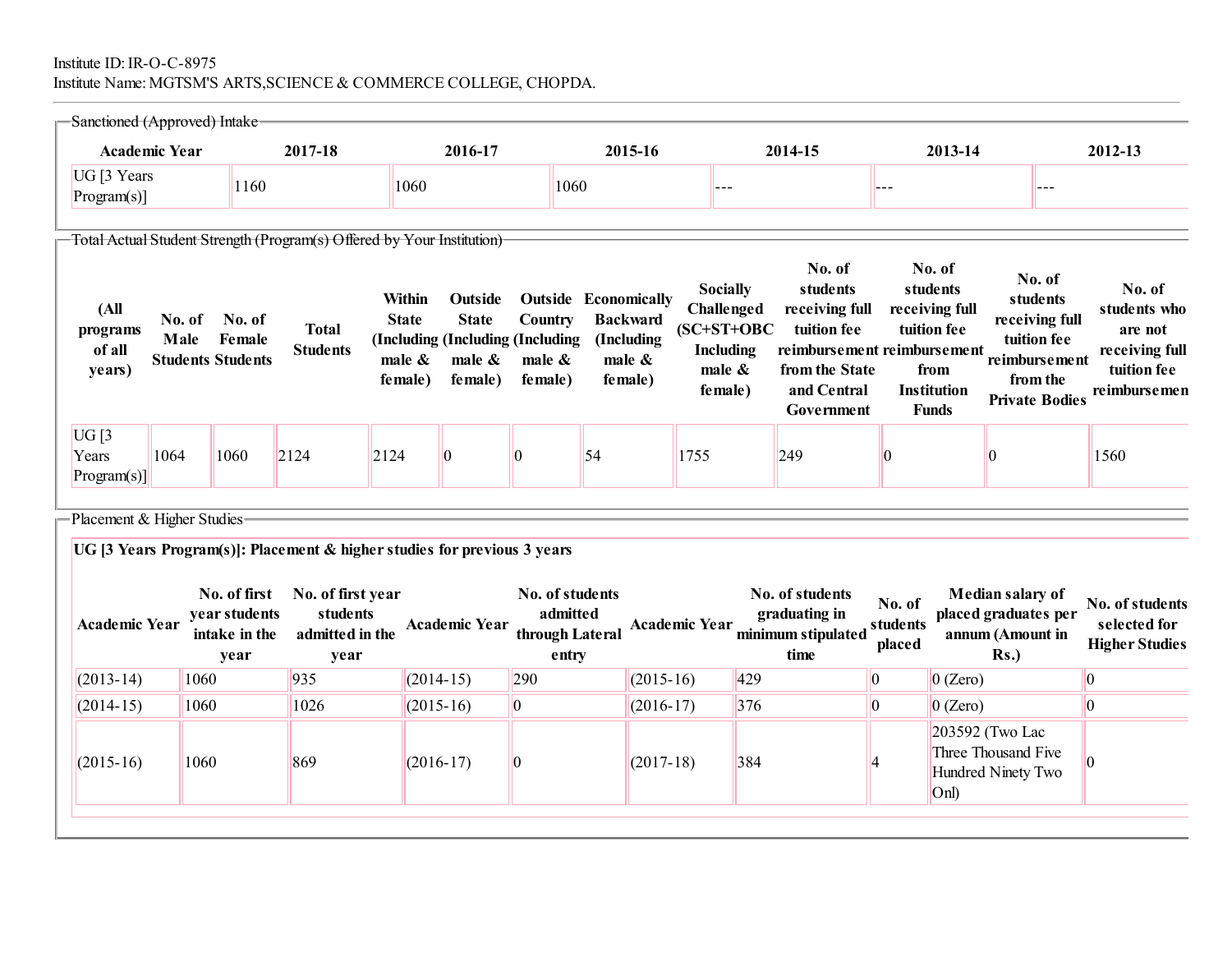Institute ID: IR-O-C-8975
Institute Name: MGTSM'S ARTS,SCIENCE & COMMERCE COLLEGE, CHOPDA.

## Sanctioned (Approved) Intake

| Academic Year | 2017-18 | 2016-17 | 2015-16 | 2014-15 | 2013-14 | 2012-13 |
|---|---|---|---|---|---|---|
| UG [3 Years Program(s)] | 1160 | 1060 | 1060 | --- | --- | --- |

## Total Actual Student Strength (Program(s) Offered by Your Institution)

| (All programs of all years) | No. of Male Students | No. of Female Students | Total Students | Within State (Including male & female) | Outside State (Including male & female) | Outside Country (Including male & female) | Economically Backward (Including male & female) | Socially Challenged (SC+ST+OBC Including male & female) | No. of students receiving full tuition fee reimbursement from the State and Central Government | No. of students receiving full tuition fee reimbursement from Institution Funds | No. of students receiving full tuition fee reimbursement from the Private Bodies | No. of students who are not receiving full tuition fee reimbursemen |
|---|---|---|---|---|---|---|---|---|---|---|---|---|
| UG [3 Years Program(s)] | 1064 | 1060 | 2124 | 2124 | 0 | 0 | 54 | 1755 | 249 | 0 | 0 | 1560 |

## Placement & Higher Studies

**UG [3 Years Program(s)]: Placement & higher studies for previous 3 years**

| Academic Year | No. of first year students intake in the year | No. of first year students admitted in the year | Academic Year | No. of students admitted through Lateral entry | Academic Year | No. of students graduating in minimum stipulated time | No. of students placed | Median salary of placed graduates per annum (Amount in Rs.) | No. of students selected for Higher Studies |
|---|---|---|---|---|---|---|---|---|---|
| (2013-14) | 1060 | 935 | (2014-15) | 290 | (2015-16) | 429 | 0 | 0 (Zero) | 0 |
| (2014-15) | 1060 | 1026 | (2015-16) | 0 | (2016-17) | 376 | 0 | 0 (Zero) | 0 |
| (2015-16) | 1060 | 869 | (2016-17) | 0 | (2017-18) | 384 | 4 | 203592 (Two Lac Three Thousand Five Hundred Ninety Two Onl) | 0 |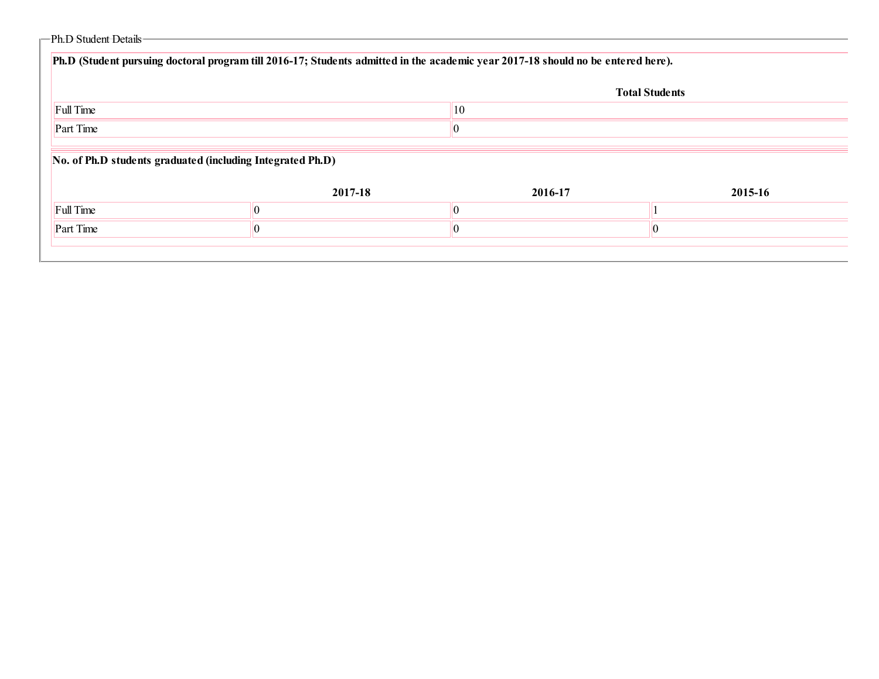Ph.D Student Details

**Ph.D (Student pursuing doctoral program till 2016-17; Students admitted in the academic year 2017-18 should no be entered here).**

| | Total Students |
|---|---|
| Full Time | 10 |
| Part Time | 0 |

**No. of Ph.D students graduated (including Integrated Ph.D)**

| | 2017-18 | 2016-17 | 2015-16 |
|---|---|---|---|
| Full Time | 0 | 0 | 1 |
| Part Time | 0 | 0 | 0 |